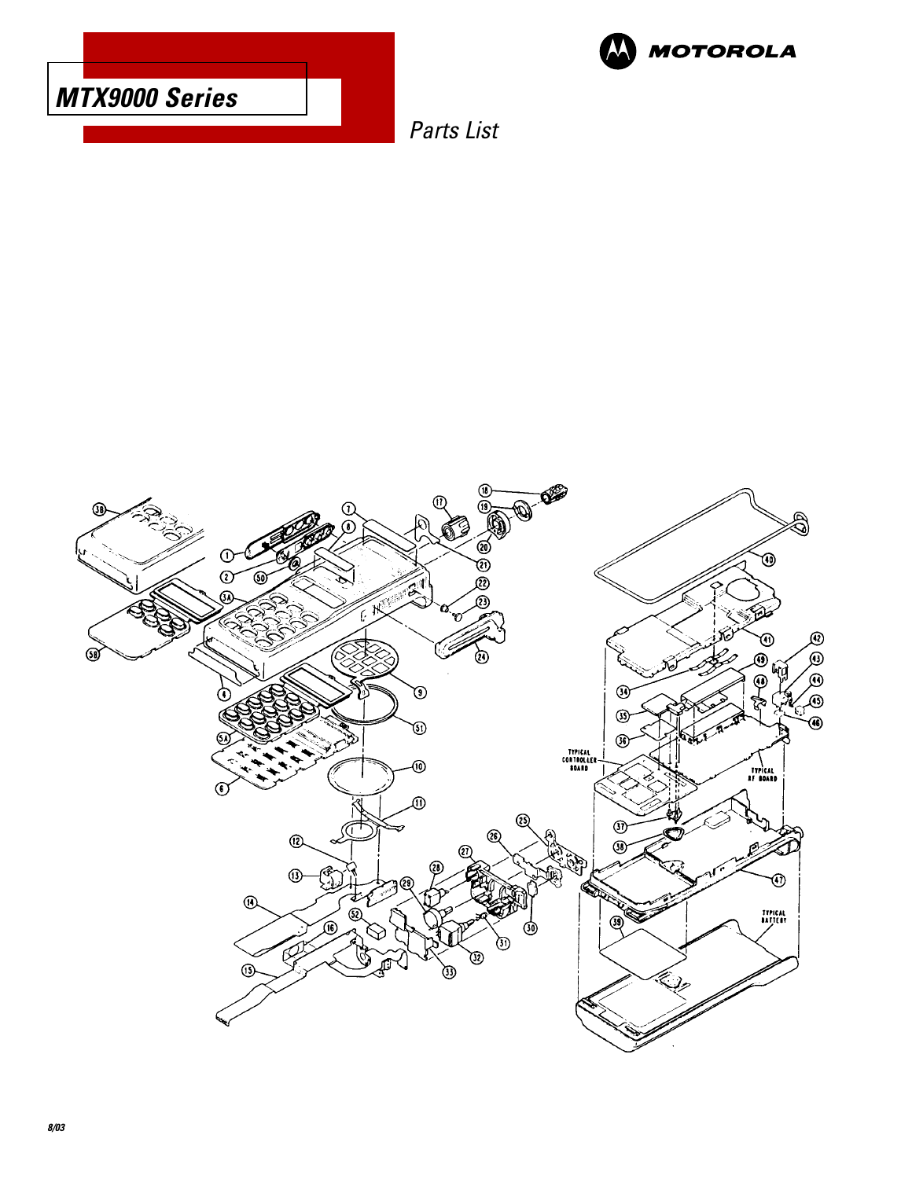# MTX9000 Series

MOTOROLA

*Parts List*

*8/03*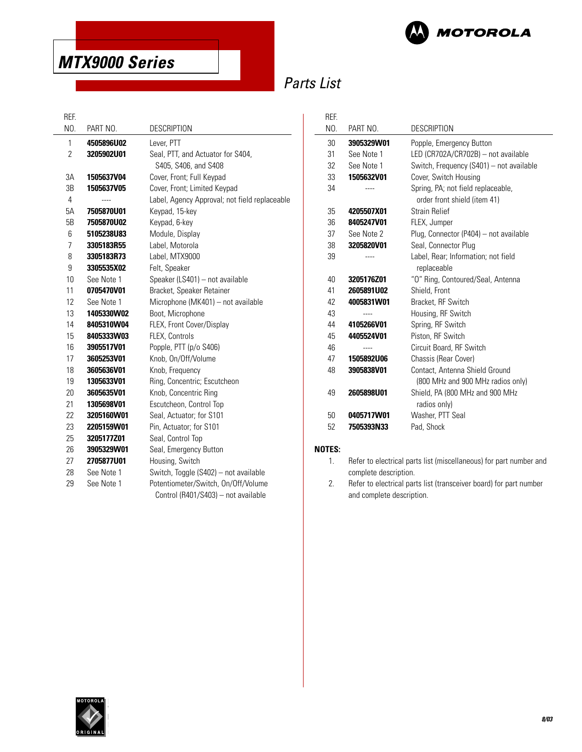# MTX9000 Series

## Parts List

| REF. NO. | PART NO. | DESCRIPTION |
|---|---|---|
| 1 | **4505896U02** | Lever, PTT |
| 2 | **3205902U01** | Seal, PTT, and Actuator for S404, S405, S406, and S408 |
| 3A | **1505637V04** | Cover, Front; Full Keypad |
| 3B | **1505637V05** | Cover, Front; Limited Keypad |
| 4 | ---- | Label, Agency Approval; not field replaceable |
| 5A | **7505870U01** | Keypad, 15-key |
| 5B | **7505870U02** | Keypad, 6-key |
| 6 | **5105238U83** | Module, Display |
| 7 | **3305183R55** | Label, Motorola |
| 8 | **3305183R73** | Label, MTX9000 |
| 9 | **3305535X02** | Felt, Speaker |
| 10 | See Note 1 | Speaker (LS401) – not available |
| 11 | **0705470V01** | Bracket, Speaker Retainer |
| 12 | See Note 1 | Microphone (MK401) – not available |
| 13 | **1405330W02** | Boot, Microphone |
| 14 | **8405310W04** | FLEX, Front Cover/Display |
| 15 | **8405333W03** | FLEX, Controls |
| 16 | **3905517V01** | Popple, PTT (p/o S406) |
| 17 | **3605253V01** | Knob, On/Off/Volume |
| 18 | **3605636V01** | Knob, Frequency |
| 19 | **1305633V01** | Ring, Concentric; Escutcheon |
| 20 | **3605635V01** | Knob, Concentric Ring |
| 21 | **1305698V01** | Escutcheon, Control Top |
| 22 | **3205160W01** | Seal, Actuator; for S101 |
| 23 | **2205159W01** | Pin, Actuator; for S101 |
| 25 | **3205177Z01** | Seal, Control Top |
| 26 | **3905329W01** | Seal, Emergency Button |
| 27 | **2705877U01** | Housing, Switch |
| 28 | See Note 1 | Switch, Toggle (S402) – not available |
| 29 | See Note 1 | Potentiometer/Switch, On/Off/Volume Control (R401/S403) – not available |
| 30 | **3905329W01** | Popple, Emergency Button |
| 31 | See Note 1 | LED (CR702A/CR702B) – not available |
| 32 | See Note 1 | Switch, Frequency (S401) – not available |
| 33 | **1505632V01** | Cover, Switch Housing |
| 34 | ---- | Spring, PA; not field replaceable, order front shield (item 41) |
| 35 | **4205507X01** | Strain Relief |
| 36 | **8405247V01** | FLEX, Jumper |
| 37 | See Note 2 | Plug, Connector (P404) – not available |
| 38 | **3205820V01** | Seal, Connector Plug |
| 39 | ---- | Label, Rear; Information; not field replaceable |
| 40 | **3205176Z01** | "O" Ring, Contoured/Seal, Antenna |
| 41 | **2605891U02** | Shield, Front |
| 42 | **4005831W01** | Bracket, RF Switch |
| 43 | ---- | Housing, RF Switch |
| 44 | **4105266V01** | Spring, RF Switch |
| 45 | **4405524V01** | Piston, RF Switch |
| 46 | ---- | Circuit Board, RF Switch |
| 47 | **1505892U06** | Chassis (Rear Cover) |
| 48 | **3905838V01** | Contact, Antenna Shield Ground (800 MHz and 900 MHz radios only) |
| 49 | **2605898U01** | Shield, PA (800 MHz and 900 MHz radios only) |
| 50 | **0405717W01** | Washer, PTT Seal |
| 52 | **7505393N33** | Pad, Shock |

**NOTES:**

1. Refer to electrical parts list (miscellaneous) for part number and complete description.
2. Refer to electrical parts list (transceiver board) for part number and complete description.

8/03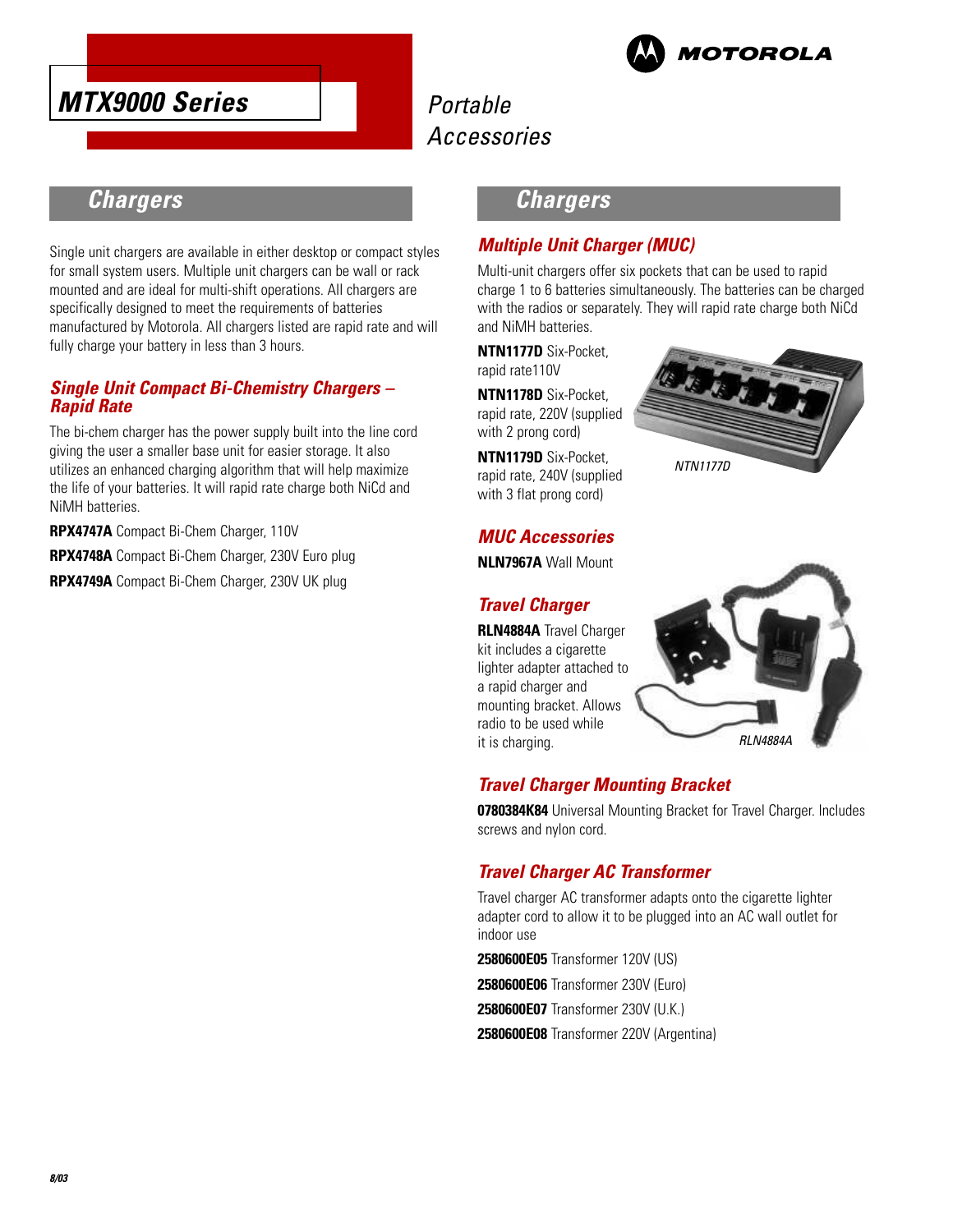# MTX9000 Series

Portable Accessories

## Chargers

Single unit chargers are available in either desktop or compact styles for small system users. Multiple unit chargers can be wall or rack mounted and are ideal for multi-shift operations. All chargers are specifically designed to meet the requirements of batteries manufactured by Motorola. All chargers listed are rapid rate and will fully charge your battery in less than 3 hours.

### Single Unit Compact Bi-Chemistry Chargers – Rapid Rate

The bi-chem charger has the power supply built into the line cord giving the user a smaller base unit for easier storage. It also utilizes an enhanced charging algorithm that will help maximize the life of your batteries. It will rapid rate charge both NiCd and NiMH batteries.

**RPX4747A** Compact Bi-Chem Charger, 110V

**RPX4748A** Compact Bi-Chem Charger, 230V Euro plug

**RPX4749A** Compact Bi-Chem Charger, 230V UK plug

## Chargers

### Multiple Unit Charger (MUC)

Multi-unit chargers offer six pockets that can be used to rapid charge 1 to 6 batteries simultaneously. The batteries can be charged with the radios or separately. They will rapid rate charge both NiCd and NiMH batteries.

**NTN1177D** Six-Pocket, rapid rate110V

**NTN1178D** Six-Pocket, rapid rate, 220V (supplied with 2 prong cord)

**NTN1179D** Six-Pocket, rapid rate, 240V (supplied with 3 flat prong cord)

*NTN1177D*

### MUC Accessories

**NLN7967A** Wall Mount

### Travel Charger

**RLN4884A** Travel Charger kit includes a cigarette lighter adapter attached to a rapid charger and mounting bracket. Allows radio to be used while it is charging.

*RLN4884A*

### Travel Charger Mounting Bracket

**0780384K84** Universal Mounting Bracket for Travel Charger. Includes screws and nylon cord.

### Travel Charger AC Transformer

Travel charger AC transformer adapts onto the cigarette lighter adapter cord to allow it to be plugged into an AC wall outlet for indoor use

**2580600E05** Transformer 120V (US)

**2580600E06** Transformer 230V (Euro)

**2580600E07** Transformer 230V (U.K.)

**2580600E08** Transformer 220V (Argentina)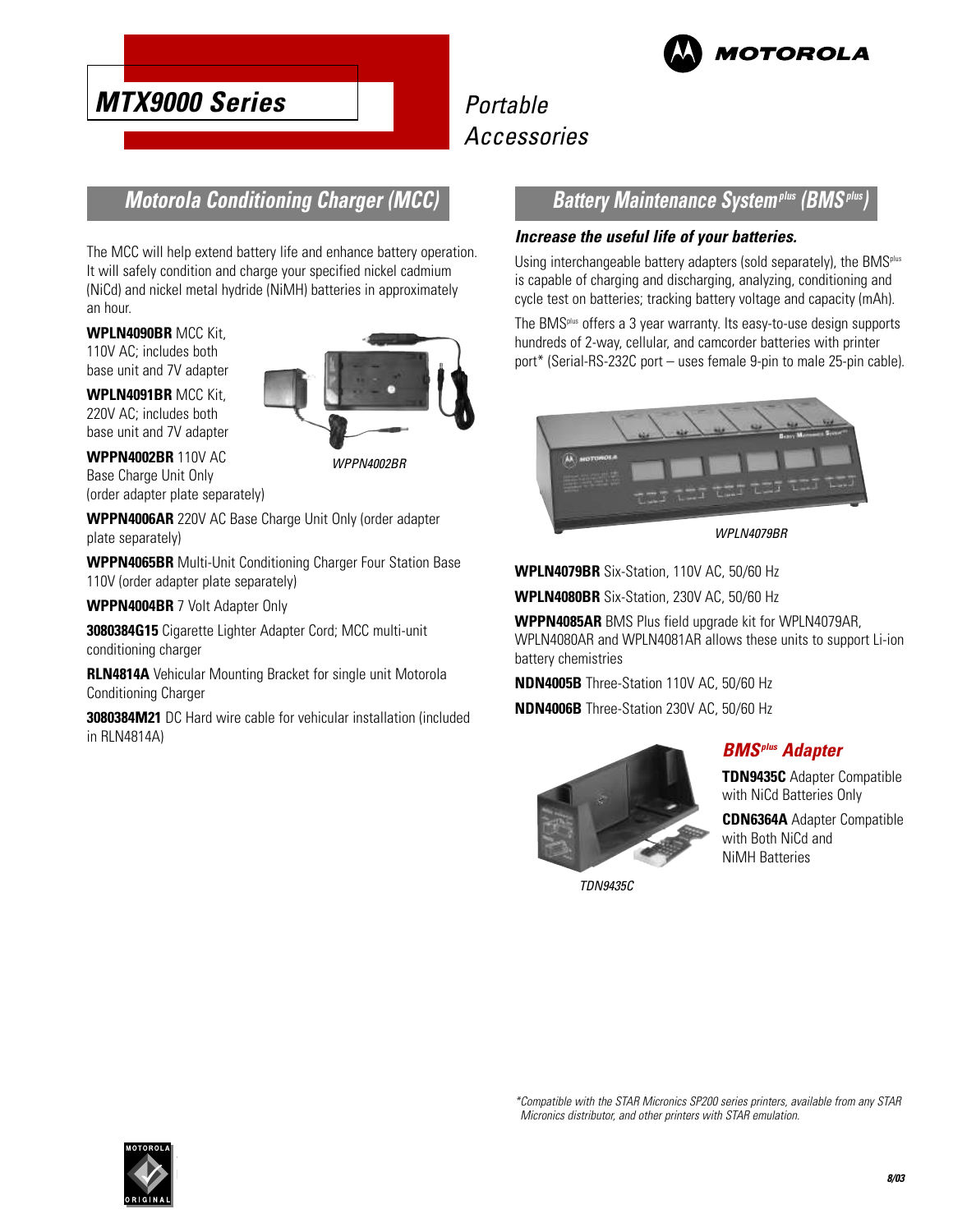# MTX9000 Series

Portable Accessories

## Motorola Conditioning Charger (MCC)

The MCC will help extend battery life and enhance battery operation. It will safely condition and charge your specified nickel cadmium (NiCd) and nickel metal hydride (NiMH) batteries in approximately an hour.

**WPLN4090BR** MCC Kit, 110V AC; includes both base unit and 7V adapter

**WPLN4091BR** MCC Kit, 220V AC; includes both base unit and 7V adapter

**WPPN4002BR** 110V AC Base Charge Unit Only (order adapter plate separately)

*WPPN4002BR*

**WPPN4006AR** 220V AC Base Charge Unit Only (order adapter plate separately)

**WPPN4065BR** Multi-Unit Conditioning Charger Four Station Base 110V (order adapter plate separately)

**WPPN4004BR** 7 Volt Adapter Only

**3080384G15** Cigarette Lighter Adapter Cord; MCC multi-unit conditioning charger

**RLN4814A** Vehicular Mounting Bracket for single unit Motorola Conditioning Charger

**3080384M21** DC Hard wire cable for vehicular installation (included in RLN4814A)

## Battery Maintenance System^plus (BMS^plus)

***Increase the useful life of your batteries.***

Using interchangeable battery adapters (sold separately), the BMS^plus is capable of charging and discharging, analyzing, conditioning and cycle test on batteries; tracking battery voltage and capacity (mAh).

The BMS^plus offers a 3 year warranty. Its easy-to-use design supports hundreds of 2-way, cellular, and camcorder batteries with printer port* (Serial-RS-232C port – uses female 9-pin to male 25-pin cable).

*WPLN4079BR*

**WPLN4079BR** Six-Station, 110V AC, 50/60 Hz

**WPLN4080BR** Six-Station, 230V AC, 50/60 Hz

**WPPN4085AR** BMS Plus field upgrade kit for WPLN4079AR, WPLN4080AR and WPLN4081AR allows these units to support Li-ion battery chemistries

**NDN4005B** Three-Station 110V AC, 50/60 Hz

**NDN4006B** Three-Station 230V AC, 50/60 Hz

### BMS^plus Adapter

**TDN9435C** Adapter Compatible with NiCd Batteries Only

**CDN6364A** Adapter Compatible with Both NiCd and NiMH Batteries

*TDN9435C*

*Compatible with the STAR Micronics SP200 series printers, available from any STAR Micronics distributor, and other printers with STAR emulation.

8/03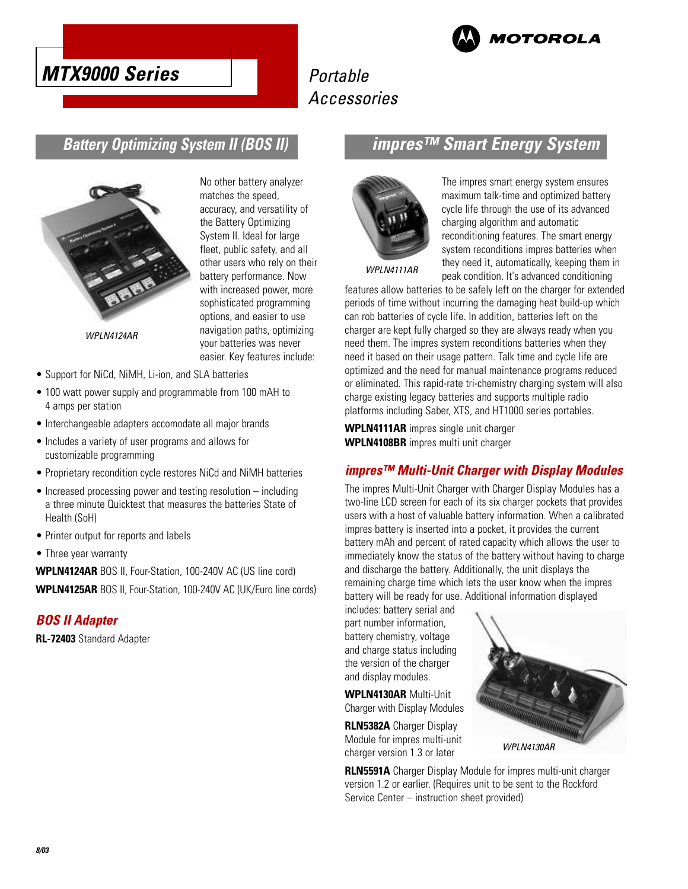# MTX9000 Series

Portable Accessories

MOTOROLA

## Battery Optimizing System II (BOS II)

WPLN4124AR

No other battery analyzer matches the speed, accuracy, and versatility of the Battery Optimizing System II. Ideal for large fleet, public safety, and all other users who rely on their battery performance. Now with increased power, more sophisticated programming options, and easier to use navigation paths, optimizing your batteries was never easier. Key features include:

- Support for NiCd, NiMH, Li-ion, and SLA batteries
- 100 watt power supply and programmable from 100 mAH to 4 amps per station
- Interchangeable adapters accomodate all major brands
- Includes a variety of user programs and allows for customizable programming
- Proprietary recondition cycle restores NiCd and NiMH batteries
- Increased processing power and testing resolution – including a three minute Quicktest that measures the batteries State of Health (SoH)
- Printer output for reports and labels
- Three year warranty

**WPLN4124AR** BOS II, Four-Station, 100-240V AC (US line cord)

**WPLN4125AR** BOS II, Four-Station, 100-240V AC (UK/Euro line cords)

### BOS II Adapter

**RL-72403** Standard Adapter

## impres™ Smart Energy System

WPLN4111AR

The impres smart energy system ensures maximum talk-time and optimized battery cycle life through the use of its advanced charging algorithm and automatic reconditioning features. The smart energy system reconditions impres batteries when they need it, automatically, keeping them in peak condition. It's advanced conditioning features allow batteries to be safely left on the charger for extended periods of time without incurring the damaging heat build-up which can rob batteries of cycle life. In addition, batteries left on the charger are kept fully charged so they are always ready when you need them. The impres system reconditions batteries when they need it based on their usage pattern. Talk time and cycle life are optimized and the need for manual maintenance programs reduced or eliminated. This rapid-rate tri-chemistry charging system will also charge existing legacy batteries and supports multiple radio platforms including Saber, XTS, and HT1000 series portables.

**WPLN4111AR** impres single unit charger
**WPLN4108BR** impres multi unit charger

### impres™ Multi-Unit Charger with Display Modules

The impres Multi-Unit Charger with Charger Display Modules has a two-line LCD screen for each of its six charger pockets that provides users with a host of valuable battery information. When a calibrated impres battery is inserted into a pocket, it provides the current battery mAh and percent of rated capacity which allows the user to immediately know the status of the battery without having to charge and discharge the battery. Additionally, the unit displays the remaining charge time which lets the user know when the impres battery will be ready for use. Additional information displayed includes: battery serial and part number information, battery chemistry, voltage and charge status including the version of the charger and display modules.

WPLN4130AR

**WPLN4130AR** Multi-Unit Charger with Display Modules

**RLN5382A** Charger Display Module for impres multi-unit charger version 1.3 or later

**RLN5591A** Charger Display Module for impres multi-unit charger version 1.2 or earlier. (Requires unit to be sent to the Rockford Service Center – instruction sheet provided)

8/03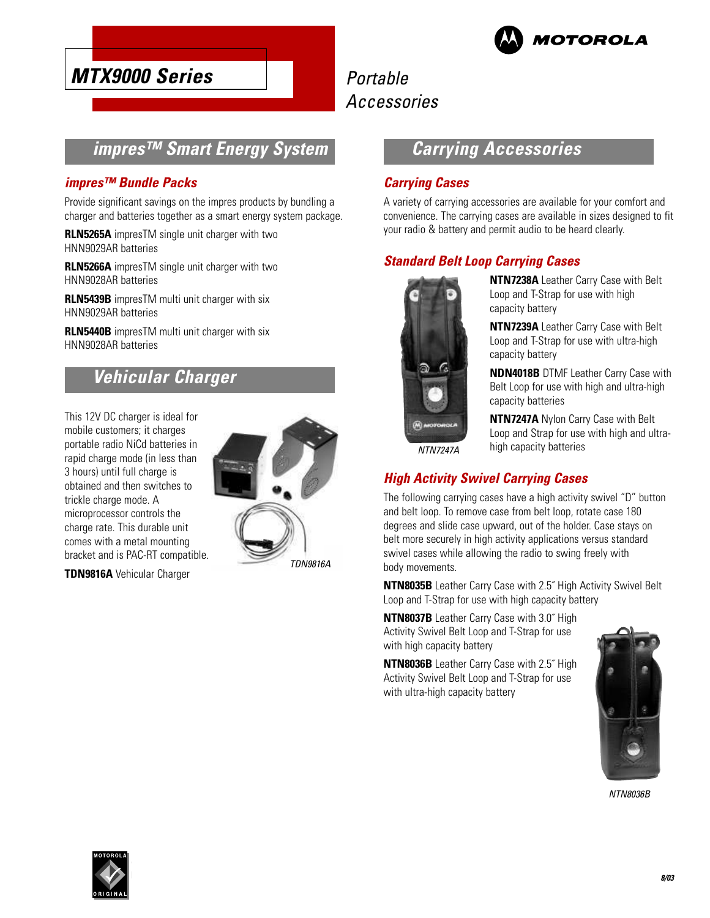# MTX9000 Series

Portable Accessories

## impres™ Smart Energy System

### impres™ Bundle Packs

Provide significant savings on the impres products by bundling a charger and batteries together as a smart energy system package.

**RLN5265A** impresTM single unit charger with two HNN9029AR batteries

**RLN5266A** impresTM single unit charger with two HNN9028AR batteries

**RLN5439B** impresTM multi unit charger with six HNN9029AR batteries

**RLN5440B** impresTM multi unit charger with six HNN9028AR batteries

## Vehicular Charger

This 12V DC charger is ideal for mobile customers; it charges portable radio NiCd batteries in rapid charge mode (in less than 3 hours) until full charge is obtained and then switches to trickle charge mode. A microprocessor controls the charge rate. This durable unit comes with a metal mounting bracket and is PAC-RT compatible.

*TDN9816A*

**TDN9816A** Vehicular Charger

## Carrying Accessories

### Carrying Cases

A variety of carrying accessories are available for your comfort and convenience. The carrying cases are available in sizes designed to fit your radio & battery and permit audio to be heard clearly.

### Standard Belt Loop Carrying Cases

*NTN7247A*

**NTN7238A** Leather Carry Case with Belt Loop and T-Strap for use with high capacity battery

**NTN7239A** Leather Carry Case with Belt Loop and T-Strap for use with ultra-high capacity battery

**NDN4018B** DTMF Leather Carry Case with Belt Loop for use with high and ultra-high capacity batteries

**NTN7247A** Nylon Carry Case with Belt Loop and Strap for use with high and ultra-high capacity batteries

### High Activity Swivel Carrying Cases

The following carrying cases have a high activity swivel "D" button and belt loop. To remove case from belt loop, rotate case 180 degrees and slide case upward, out of the holder. Case stays on belt more securely in high activity applications versus standard swivel cases while allowing the radio to swing freely with body movements.

**NTN8035B** Leather Carry Case with 2.5˝ High Activity Swivel Belt Loop and T-Strap for use with high capacity battery

**NTN8037B** Leather Carry Case with 3.0˝ High Activity Swivel Belt Loop and T-Strap for use with high capacity battery

**NTN8036B** Leather Carry Case with 2.5˝ High Activity Swivel Belt Loop and T-Strap for use with ultra-high capacity battery

*NTN8036B*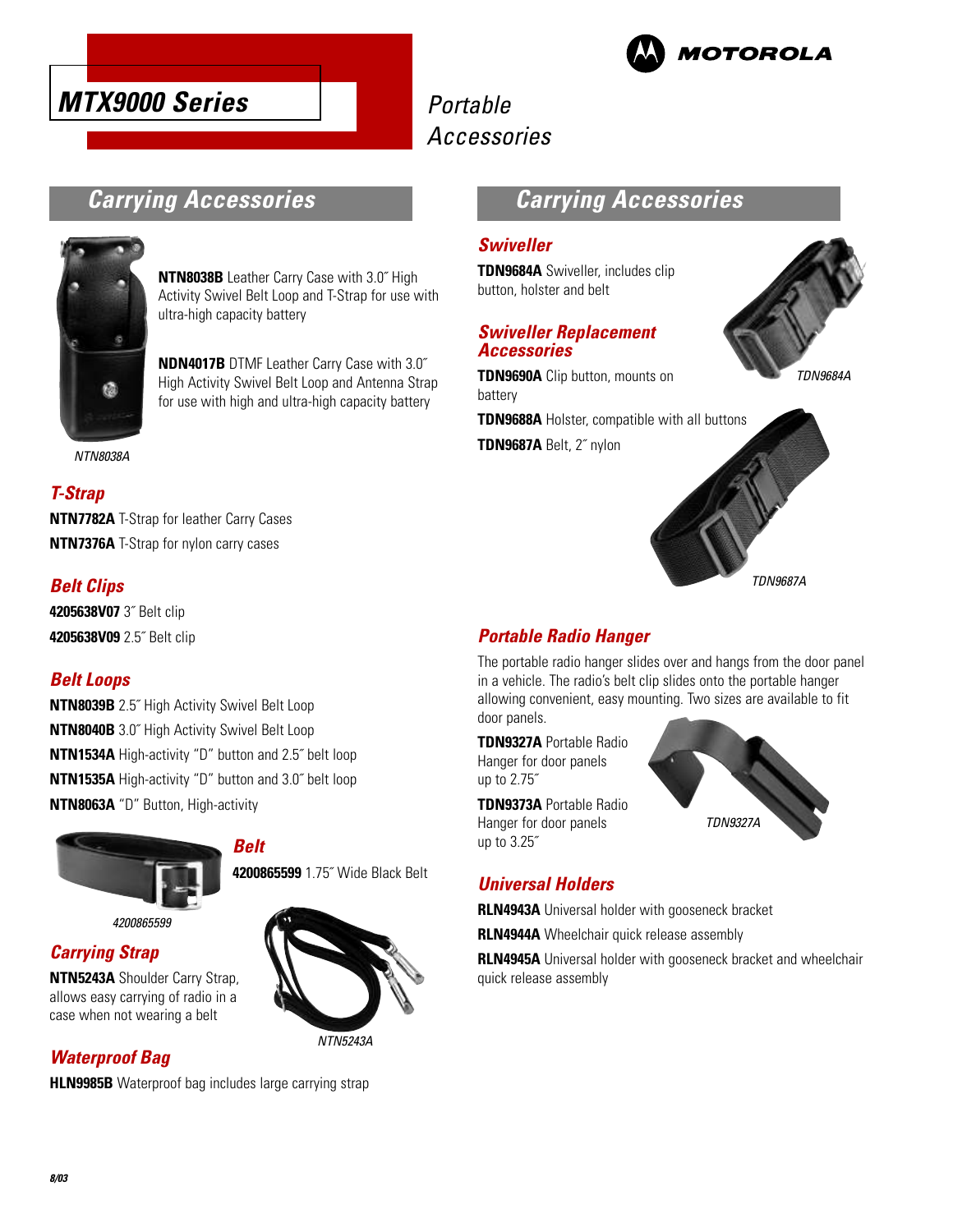# MTX9000 Series

## Portable Accessories

## Carrying Accessories

**NTN8038B** Leather Carry Case with 3.0˝ High Activity Swivel Belt Loop and T-Strap for use with ultra-high capacity battery

**NDN4017B** DTMF Leather Carry Case with 3.0˝ High Activity Swivel Belt Loop and Antenna Strap for use with high and ultra-high capacity battery

*NTN8038A*

### T-Strap

**NTN7782A** T-Strap for leather Carry Cases

**NTN7376A** T-Strap for nylon carry cases

### Belt Clips

**4205638V07** 3˝ Belt clip

**4205638V09** 2.5˝ Belt clip

### Belt Loops

**NTN8039B** 2.5˝ High Activity Swivel Belt Loop

**NTN8040B** 3.0˝ High Activity Swivel Belt Loop

**NTN1534A** High-activity "D" button and 2.5˝ belt loop

**NTN1535A** High-activity "D" button and 3.0˝ belt loop

**NTN8063A** "D" Button, High-activity

### Belt

**4200865599** 1.75˝ Wide Black Belt

*4200865599*

### Carrying Strap

**NTN5243A** Shoulder Carry Strap, allows easy carrying of radio in a case when not wearing a belt

*NTN5243A*

### Waterproof Bag

**HLN9985B** Waterproof bag includes large carrying strap

## Carrying Accessories

### Swiveller

**TDN9684A** Swiveller, includes clip button, holster and belt

*TDN9684A*

### Swiveller Replacement Accessories

**TDN9690A** Clip button, mounts on battery

**TDN9688A** Holster, compatible with all buttons

**TDN9687A** Belt, 2˝ nylon

*TDN9687A*

### Portable Radio Hanger

The portable radio hanger slides over and hangs from the door panel in a vehicle. The radio's belt clip slides onto the portable hanger allowing convenient, easy mounting. Two sizes are available to fit door panels.

**TDN9327A** Portable Radio Hanger for door panels up to 2.75˝

**TDN9373A** Portable Radio Hanger for door panels up to 3.25˝

*TDN9327A*

### Universal Holders

**RLN4943A** Universal holder with gooseneck bracket

**RLN4944A** Wheelchair quick release assembly

**RLN4945A** Universal holder with gooseneck bracket and wheelchair quick release assembly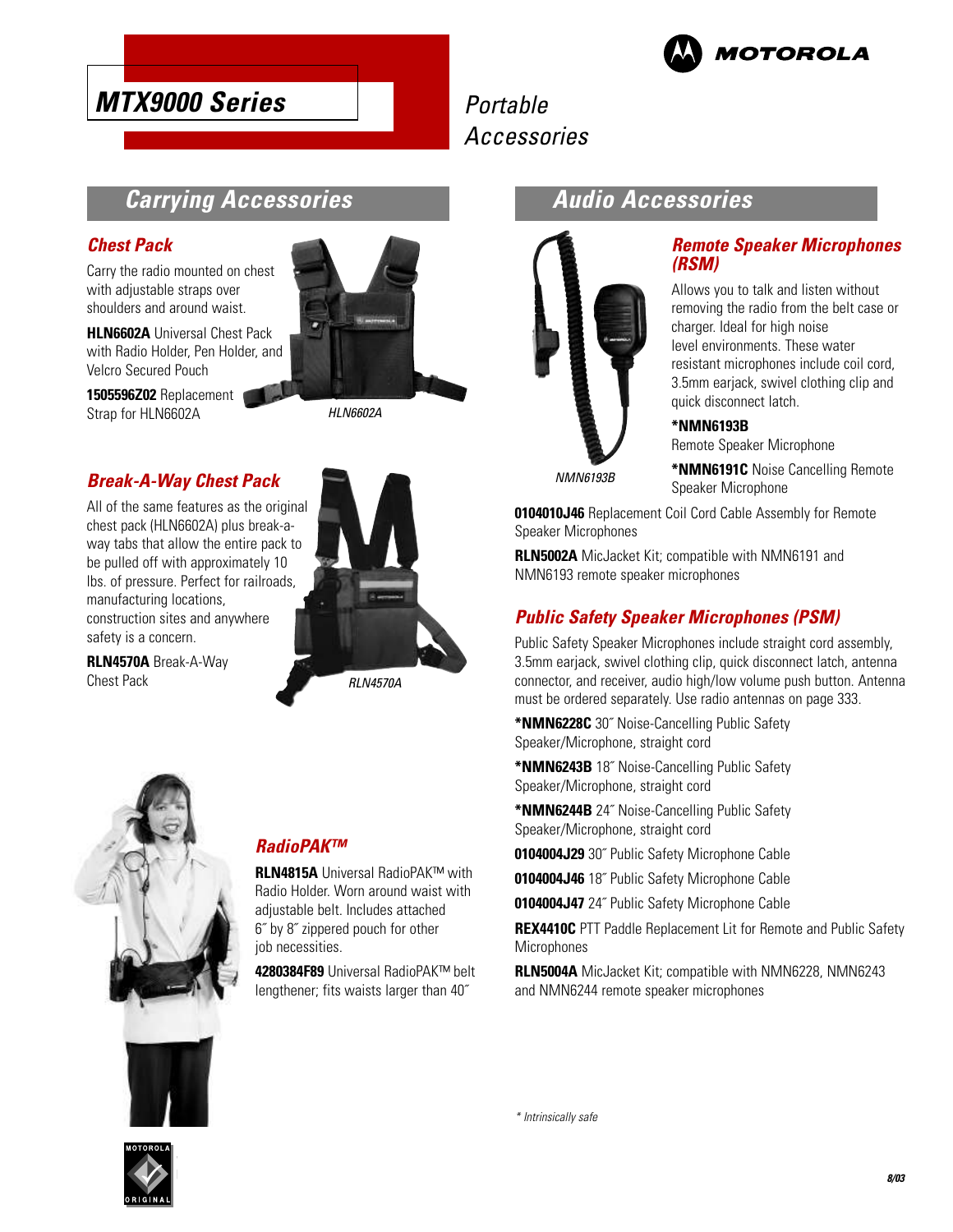# MTX9000 Series

Portable Accessories

## Carrying Accessories

### Chest Pack

Carry the radio mounted on chest with adjustable straps over shoulders and around waist.

**HLN6602A** Universal Chest Pack with Radio Holder, Pen Holder, and Velcro Secured Pouch

**1505596Z02** Replacement Strap for HLN6602A

*HLN6602A*

### Break-A-Way Chest Pack

All of the same features as the original chest pack (HLN6602A) plus break-a-way tabs that allow the entire pack to be pulled off with approximately 10 lbs. of pressure. Perfect for railroads, manufacturing locations, construction sites and anywhere safety is a concern.

**RLN4570A** Break-A-Way Chest Pack

*RLN4570A*

### RadioPAK™

**RLN4815A** Universal RadioPAK™ with Radio Holder. Worn around waist with adjustable belt. Includes attached 6˝ by 8˝ zippered pouch for other job necessities.

**4280384F89** Universal RadioPAK™ belt lengthener; fits waists larger than 40˝

## Audio Accessories

### Remote Speaker Microphones (RSM)

Allows you to talk and listen without removing the radio from the belt case or charger. Ideal for high noise level environments. These water resistant microphones include coil cord, 3.5mm earjack, swivel clothing clip and quick disconnect latch.

*NMN6193B*

**\*NMN6193B**
Remote Speaker Microphone

**\*NMN6191C** Noise Cancelling Remote Speaker Microphone

**0104010J46** Replacement Coil Cord Cable Assembly for Remote Speaker Microphones

**RLN5002A** MicJacket Kit; compatible with NMN6191 and NMN6193 remote speaker microphones

### Public Safety Speaker Microphones (PSM)

Public Safety Speaker Microphones include straight cord assembly, 3.5mm earjack, swivel clothing clip, quick disconnect latch, antenna connector, and receiver, audio high/low volume push button. Antenna must be ordered separately. Use radio antennas on page 333.

**\*NMN6228C** 30˝ Noise-Cancelling Public Safety Speaker/Microphone, straight cord

**\*NMN6243B** 18˝ Noise-Cancelling Public Safety Speaker/Microphone, straight cord

**\*NMN6244B** 24˝ Noise-Cancelling Public Safety Speaker/Microphone, straight cord

**0104004J29** 30˝ Public Safety Microphone Cable

**0104004J46** 18˝ Public Safety Microphone Cable

**0104004J47** 24˝ Public Safety Microphone Cable

**REX4410C** PTT Paddle Replacement Lit for Remote and Public Safety Microphones

**RLN5004A** MicJacket Kit; compatible with NMN6228, NMN6243 and NMN6244 remote speaker microphones

*\* Intrinsically safe*

8/03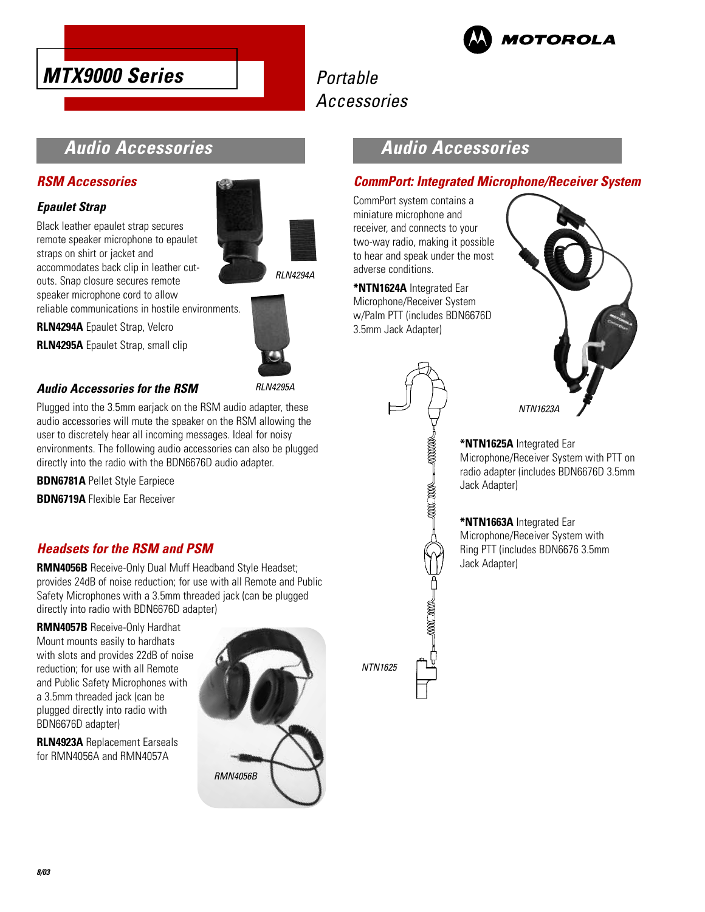# MTX9000 Series

Portable Accessories

## Audio Accessories

### RSM Accessories

#### Epaulet Strap

Black leather epaulet strap secures remote speaker microphone to epaulet straps on shirt or jacket and accommodates back clip in leather cut-outs. Snap closure secures remote speaker microphone cord to allow reliable communications in hostile environments.

**RLN4294A** Epaulet Strap, Velcro

**RLN4295A** Epaulet Strap, small clip

RLN4294A

RLN4295A

#### Audio Accessories for the RSM

Plugged into the 3.5mm earjack on the RSM audio adapter, these audio accessories will mute the speaker on the RSM allowing the user to discretely hear all incoming messages. Ideal for noisy environments. The following audio accessories can also be plugged directly into the radio with the BDN6676D audio adapter.

**BDN6781A** Pellet Style Earpiece

**BDN6719A** Flexible Ear Receiver

### Headsets for the RSM and PSM

**RMN4056B** Receive-Only Dual Muff Headband Style Headset; provides 24dB of noise reduction; for use with all Remote and Public Safety Microphones with a 3.5mm threaded jack (can be plugged directly into radio with BDN6676D adapter)

**RMN4057B** Receive-Only Hardhat Mount mounts easily to hardhats with slots and provides 22dB of noise reduction; for use with all Remote and Public Safety Microphones with a 3.5mm threaded jack (can be plugged directly into radio with BDN6676D adapter)

**RLN4923A** Replacement Earseals for RMN4056A and RMN4057A

RMN4056B

## Audio Accessories

### CommPort: Integrated Microphone/Receiver System

CommPort system contains a miniature microphone and receiver, and connects to your two-way radio, making it possible to hear and speak under the most adverse conditions.

**\*NTN1624A** Integrated Ear Microphone/Receiver System w/Palm PTT (includes BDN6676D 3.5mm Jack Adapter)

NTN1623A

**\*NTN1625A** Integrated Ear Microphone/Receiver System with PTT on radio adapter (includes BDN6676D 3.5mm Jack Adapter)

**\*NTN1663A** Integrated Ear Microphone/Receiver System with Ring PTT (includes BDN6676 3.5mm Jack Adapter)

NTN1625

8/03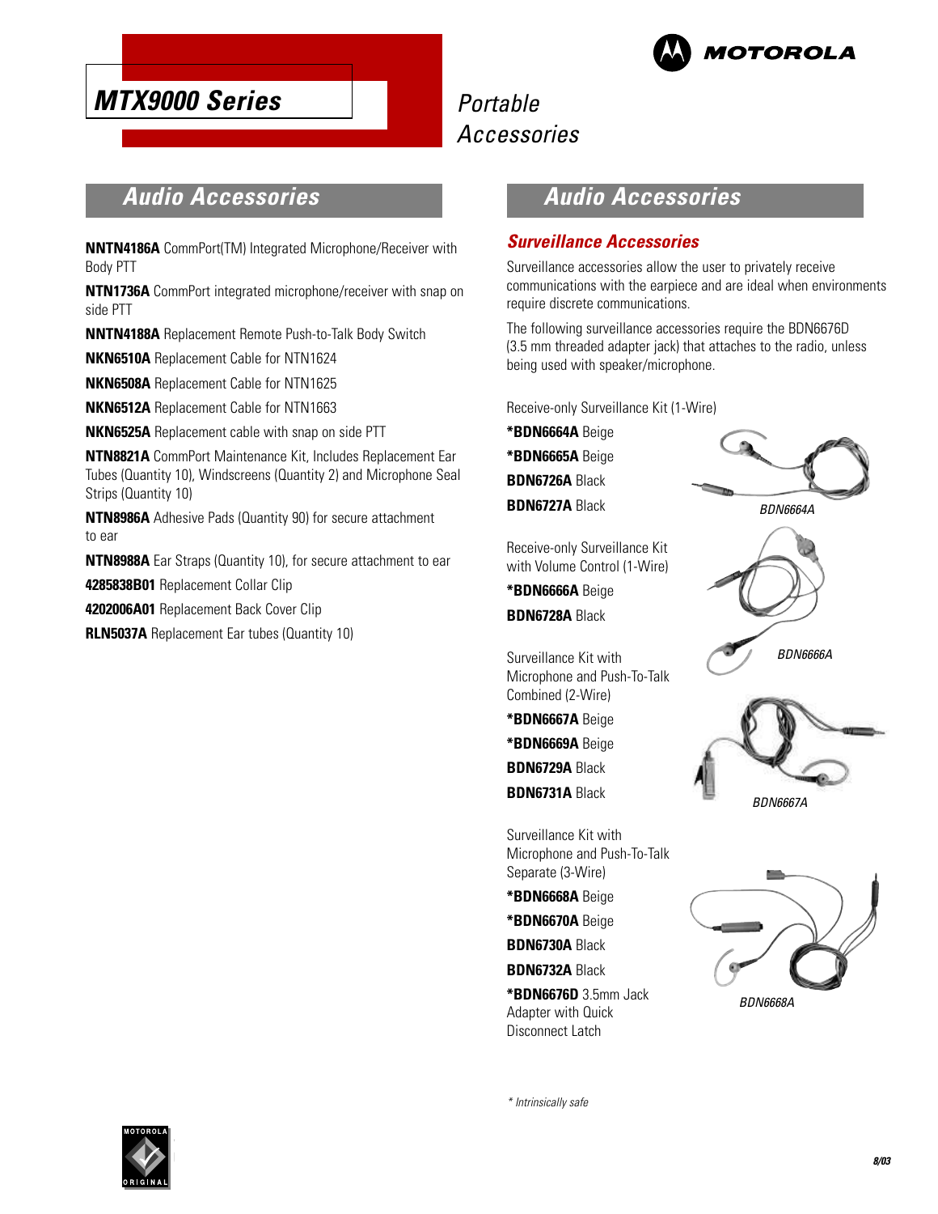# MTX9000 Series

## Portable Accessories

## Audio Accessories

**NNTN4186A** CommPort(TM) Integrated Microphone/Receiver with Body PTT

**NTN1736A** CommPort integrated microphone/receiver with snap on side PTT

**NNTN4188A** Replacement Remote Push-to-Talk Body Switch

**NKN6510A** Replacement Cable for NTN1624

**NKN6508A** Replacement Cable for NTN1625

**NKN6512A** Replacement Cable for NTN1663

**NKN6525A** Replacement cable with snap on side PTT

**NTN8821A** CommPort Maintenance Kit, Includes Replacement Ear Tubes (Quantity 10), Windscreens (Quantity 2) and Microphone Seal Strips (Quantity 10)

**NTN8986A** Adhesive Pads (Quantity 90) for secure attachment to ear

**NTN8988A** Ear Straps (Quantity 10), for secure attachment to ear

**4285838B01** Replacement Collar Clip

**4202006A01** Replacement Back Cover Clip

**RLN5037A** Replacement Ear tubes (Quantity 10)

## Audio Accessories

### Surveillance Accessories

Surveillance accessories allow the user to privately receive communications with the earpiece and are ideal when environments require discrete communications.

The following surveillance accessories require the BDN6676D (3.5 mm threaded adapter jack) that attaches to the radio, unless being used with speaker/microphone.

Receive-only Surveillance Kit (1-Wire)

**\*BDN6664A** Beige

**\*BDN6665A** Beige

**BDN6726A** Black

**BDN6727A** Black

*BDN6664A*

Receive-only Surveillance Kit with Volume Control (1-Wire)

**\*BDN6666A** Beige

**BDN6728A** Black

*BDN6666A*

Surveillance Kit with Microphone and Push-To-Talk Combined (2-Wire)

**\*BDN6667A** Beige

**\*BDN6669A** Beige

**BDN6729A** Black

**BDN6731A** Black

*BDN6667A*

Surveillance Kit with Microphone and Push-To-Talk Separate (3-Wire)

**\*BDN6668A** Beige

**\*BDN6670A** Beige

**BDN6730A** Black

**BDN6732A** Black

**\*BDN6676D** 3.5mm Jack Adapter with Quick Disconnect Latch

*BDN6668A*

*\* Intrinsically safe*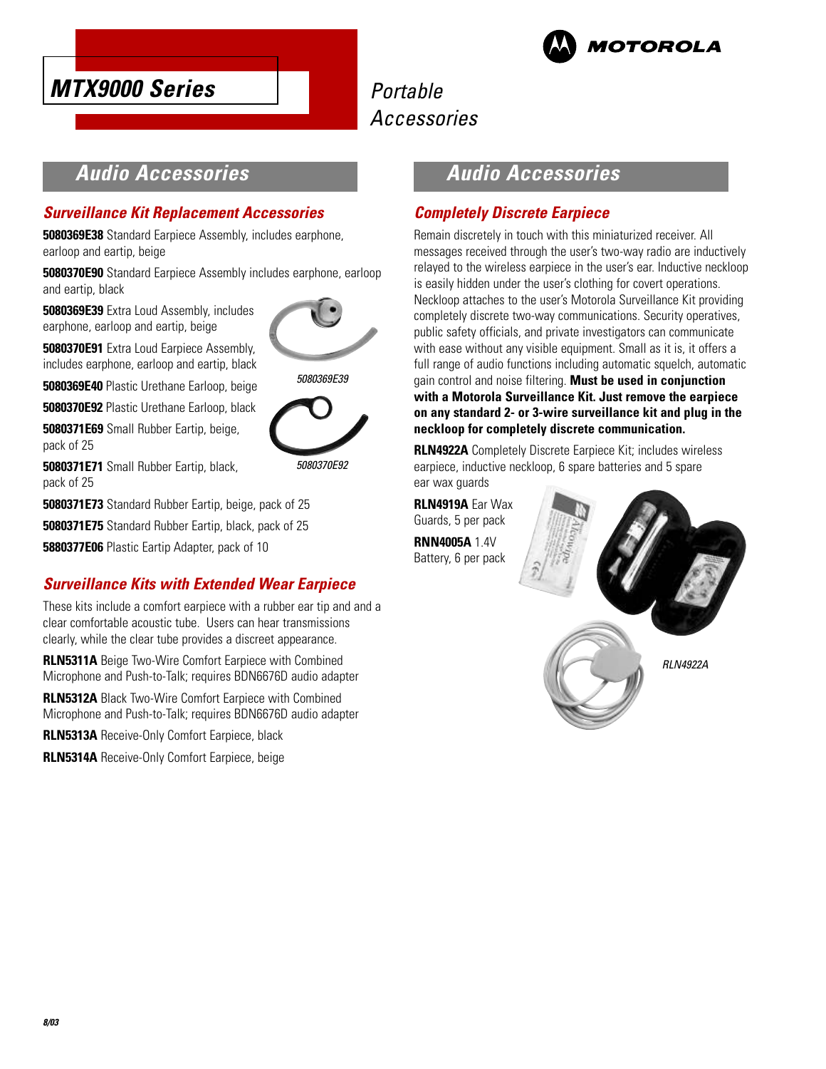# MTX9000 Series

*Portable Accessories*

## Audio Accessories

### Surveillance Kit Replacement Accessories

**5080369E38** Standard Earpiece Assembly, includes earphone, earloop and eartip, beige

**5080370E90** Standard Earpiece Assembly includes earphone, earloop and eartip, black

**5080369E39** Extra Loud Assembly, includes earphone, earloop and eartip, beige

**5080370E91** Extra Loud Earpiece Assembly, includes earphone, earloop and eartip, black

**5080369E40** Plastic Urethane Earloop, beige

**5080370E92** Plastic Urethane Earloop, black

**5080371E69** Small Rubber Eartip, beige, pack of 25

**5080371E71** Small Rubber Eartip, black, pack of 25

**5080371E73** Standard Rubber Eartip, beige, pack of 25

**5080371E75** Standard Rubber Eartip, black, pack of 25

**5880377E06** Plastic Eartip Adapter, pack of 10

*5080369E39*

*5080370E92*

### Surveillance Kits with Extended Wear Earpiece

These kits include a comfort earpiece with a rubber ear tip and and a clear comfortable acoustic tube. Users can hear transmissions clearly, while the clear tube provides a discreet appearance.

**RLN5311A** Beige Two-Wire Comfort Earpiece with Combined Microphone and Push-to-Talk; requires BDN6676D audio adapter

**RLN5312A** Black Two-Wire Comfort Earpiece with Combined Microphone and Push-to-Talk; requires BDN6676D audio adapter

**RLN5313A** Receive-Only Comfort Earpiece, black

**RLN5314A** Receive-Only Comfort Earpiece, beige

## Audio Accessories

### Completely Discrete Earpiece

Remain discretely in touch with this miniaturized receiver. All messages received through the user's two-way radio are inductively relayed to the wireless earpiece in the user's ear. Inductive neckloop is easily hidden under the user's clothing for covert operations. Neckloop attaches to the user's Motorola Surveillance Kit providing completely discrete two-way communications. Security operatives, public safety officials, and private investigators can communicate with ease without any visible equipment. Small as it is, it offers a full range of audio functions including automatic squelch, automatic gain control and noise filtering. **Must be used in conjunction with a Motorola Surveillance Kit. Just remove the earpiece on any standard 2- or 3-wire surveillance kit and plug in the neckloop for completely discrete communication.**

**RLN4922A** Completely Discrete Earpiece Kit; includes wireless earpiece, inductive neckloop, 6 spare batteries and 5 spare ear wax guards

**RLN4919A** Ear Wax Guards, 5 per pack

**RNN4005A** 1.4V Battery, 6 per pack

*RLN4922A*

8/03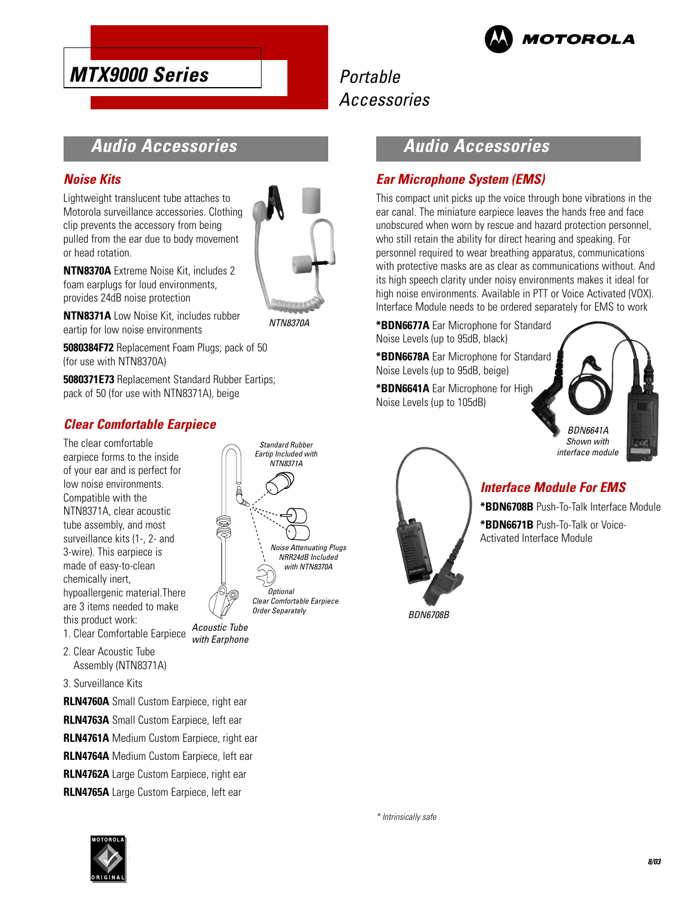# MTX9000 Series

Portable Accessories

## Audio Accessories

### Noise Kits

Lightweight translucent tube attaches to Motorola surveillance accessories. Clothing clip prevents the accessory from being pulled from the ear due to body movement or head rotation.

**NTN8370A** Extreme Noise Kit, includes 2 foam earplugs for loud environments, provides 24dB noise protection

**NTN8371A** Low Noise Kit, includes rubber eartip for low noise environments

NTN8370A

**5080384F72** Replacement Foam Plugs; pack of 50 (for use with NTN8370A)

**5080371E73** Replacement Standard Rubber Eartips; pack of 50 (for use with NTN8371A), beige

### Clear Comfortable Earpiece

The clear comfortable earpiece forms to the inside of your ear and is perfect for low noise environments. Compatible with the NTN8371A, clear acoustic tube assembly, and most surveillance kits (1-, 2- and 3-wire). This earpiece is made of easy-to-clean chemically inert, hypoallergenic material.There are 3 items needed to make this product work:

1. Clear Comfortable Earpiece
2. Clear Acoustic Tube Assembly (NTN8371A)
3. Surveillance Kits

*Standard Rubber Eartip Included with NTN8371A*

*Noise Attenuating Plugs NRR24dB Included with NTN8370A*

*Optional Clear Comfortable Earpiece Order Separately*

*Acoustic Tube with Earphone*

**RLN4760A** Small Custom Earpiece, right ear

**RLN4763A** Small Custom Earpiece, left ear

**RLN4761A** Medium Custom Earpiece, right ear

**RLN4764A** Medium Custom Earpiece, left ear

**RLN4762A** Large Custom Earpiece, right ear

**RLN4765A** Large Custom Earpiece, left ear

## Audio Accessories

### Ear Microphone System (EMS)

This compact unit picks up the voice through bone vibrations in the ear canal. The miniature earpiece leaves the hands free and face unobscured when worn by rescue and hazard protection personnel, who still retain the ability for direct hearing and speaking. For personnel required to wear breathing apparatus, communications with protective masks are as clear as communications without. And its high speech clarity under noisy environments makes it ideal for high noise environments. Available in PTT or Voice Activated (VOX). Interface Module needs to be ordered separately for EMS to work

***BDN6677A** Ear Microphone for Standard Noise Levels (up to 95dB, black)

***BDN6678A** Ear Microphone for Standard Noise Levels (up to 95dB, beige)

***BDN6641A** Ear Microphone for High Noise Levels (up to 105dB)

*BDN6641A Shown with interface module*

### Interface Module For EMS

***BDN6708B** Push-To-Talk Interface Module

***BDN6671B** Push-To-Talk or Voice-Activated Interface Module

*BDN6708B*

*\* Intrinsically safe*

8/03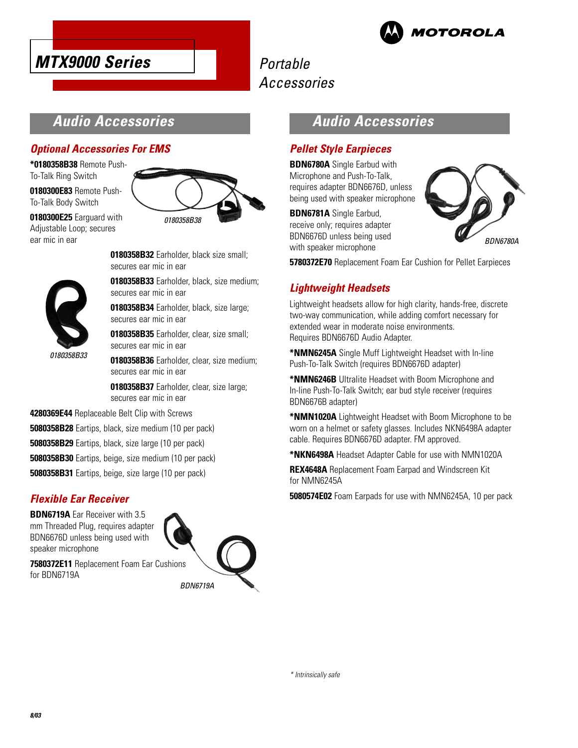# MTX9000 Series

Portable Accessories

## Audio Accessories

### Optional Accessories For EMS

**\*0180358B38** Remote Push-To-Talk Ring Switch

**0180300E83** Remote Push-To-Talk Body Switch

**0180300E25** Earguard with Adjustable Loop; secures ear mic in ear

*0180358B38*

**0180358B32** Earholder, black size small; secures ear mic in ear

**0180358B33** Earholder, black, size medium; secures ear mic in ear

**0180358B34** Earholder, black, size large; secures ear mic in ear

**0180358B35** Earholder, clear, size small; secures ear mic in ear

**0180358B36** Earholder, clear, size medium; secures ear mic in ear

**0180358B37** Earholder, clear, size large; secures ear mic in ear

*0180358B33*

**4280369E44** Replaceable Belt Clip with Screws

**5080358B28** Eartips, black, size medium (10 per pack)

**5080358B29** Eartips, black, size large (10 per pack)

**5080358B30** Eartips, beige, size medium (10 per pack)

**5080358B31** Eartips, beige, size large (10 per pack)

### Flexible Ear Receiver

**BDN6719A** Ear Receiver with 3.5 mm Threaded Plug, requires adapter BDN6676D unless being used with speaker microphone

**7580372E11** Replacement Foam Ear Cushions for BDN6719A

*BDN6719A*

## Audio Accessories

### Pellet Style Earpieces

**BDN6780A** Single Earbud with Microphone and Push-To-Talk, requires adapter BDN6676D, unless being used with speaker microphone

**BDN6781A** Single Earbud, receive only; requires adapter BDN6676D unless being used with speaker microphone

*BDN6780A*

**5780372E70** Replacement Foam Ear Cushion for Pellet Earpieces

### Lightweight Headsets

Lightweight headsets allow for high clarity, hands-free, discrete two-way communication, while adding comfort necessary for extended wear in moderate noise environments. Requires BDN6676D Audio Adapter.

**\*NMN6245A** Single Muff Lightweight Headset with In-line Push-To-Talk Switch (requires BDN6676D adapter)

**\*NMN6246B** Ultralite Headset with Boom Microphone and In-line Push-To-Talk Switch; ear bud style receiver (requires BDN6676B adapter)

**\*NMN1020A** Lightweight Headset with Boom Microphone to be worn on a helmet or safety glasses. Includes NKN6498A adapter cable. Requires BDN6676D adapter. FM approved.

**\*NKN6498A** Headset Adapter Cable for use with NMN1020A

**REX4648A** Replacement Foam Earpad and Windscreen Kit for NMN6245A

**5080574E02** Foam Earpads for use with NMN6245A, 10 per pack

*\* Intrinsically safe*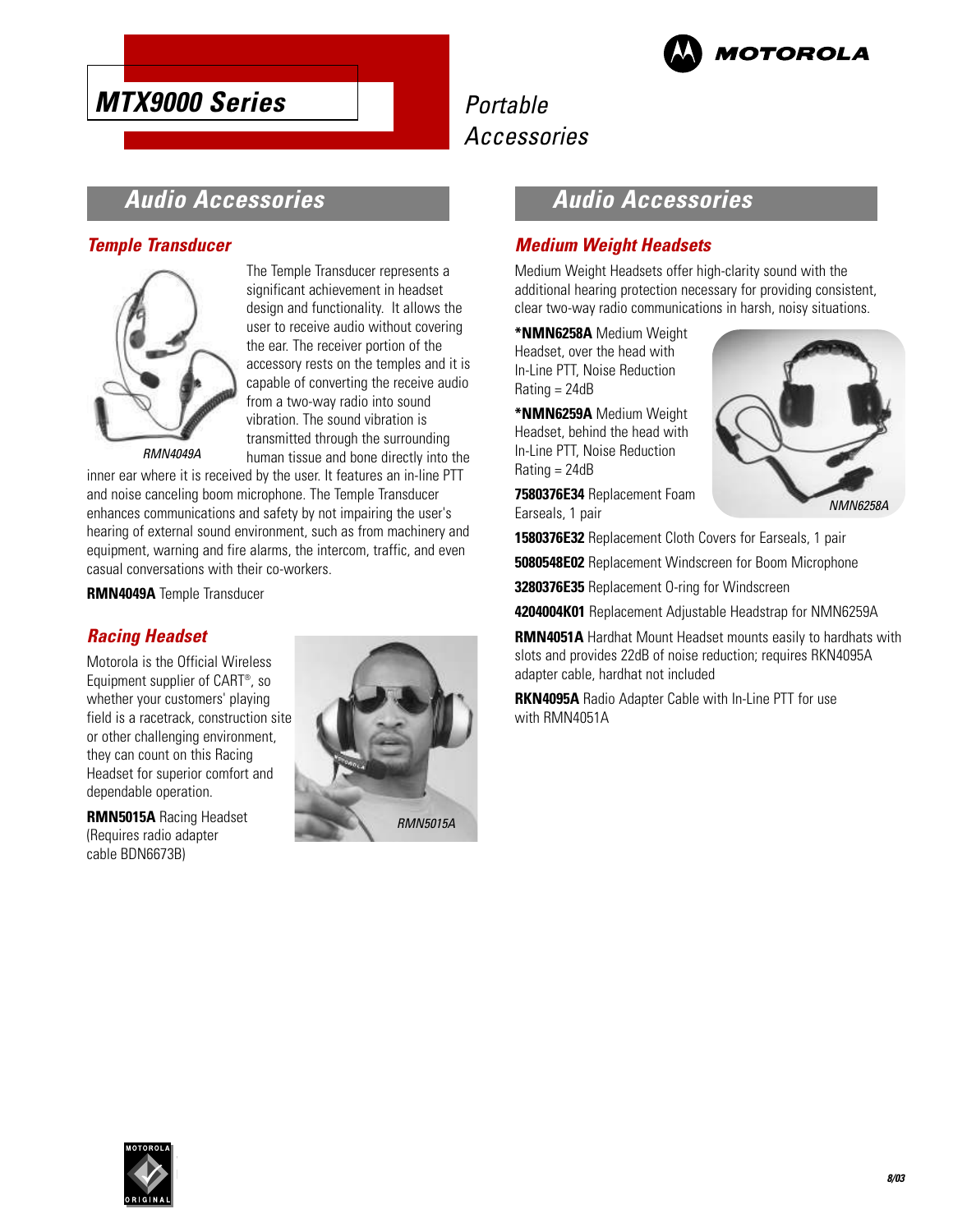# MTX9000 Series

Portable Accessories

## Audio Accessories

### Temple Transducer

The Temple Transducer represents a significant achievement in headset design and functionality. It allows the user to receive audio without covering the ear. The receiver portion of the accessory rests on the temples and it is capable of converting the receive audio from a two-way radio into sound vibration. The sound vibration is transmitted through the surrounding human tissue and bone directly into the inner ear where it is received by the user. It features an in-line PTT and noise canceling boom microphone. The Temple Transducer enhances communications and safety by not impairing the user's hearing of external sound environment, such as from machinery and equipment, warning and fire alarms, the intercom, traffic, and even casual conversations with their co-workers.

RMN4049A

**RMN4049A** Temple Transducer

### Racing Headset

Motorola is the Official Wireless Equipment supplier of CART®, so whether your customers' playing field is a racetrack, construction site or other challenging environment, they can count on this Racing Headset for superior comfort and dependable operation.

**RMN5015A** Racing Headset (Requires radio adapter cable BDN6673B)

RMN5015A

## Audio Accessories

### Medium Weight Headsets

Medium Weight Headsets offer high-clarity sound with the additional hearing protection necessary for providing consistent, clear two-way radio communications in harsh, noisy situations.

**\*NMN6258A** Medium Weight Headset, over the head with In-Line PTT, Noise Reduction Rating = 24dB

**\*NMN6259A** Medium Weight Headset, behind the head with In-Line PTT, Noise Reduction Rating = 24dB

**7580376E34** Replacement Foam Earseals, 1 pair

NMN6258A

**1580376E32** Replacement Cloth Covers for Earseals, 1 pair

**5080548E02** Replacement Windscreen for Boom Microphone

**3280376E35** Replacement O-ring for Windscreen

**4204004K01** Replacement Adjustable Headstrap for NMN6259A

**RMN4051A** Hardhat Mount Headset mounts easily to hardhats with slots and provides 22dB of noise reduction; requires RKN4095A adapter cable, hardhat not included

**RKN4095A** Radio Adapter Cable with In-Line PTT for use with RMN4051A

8/03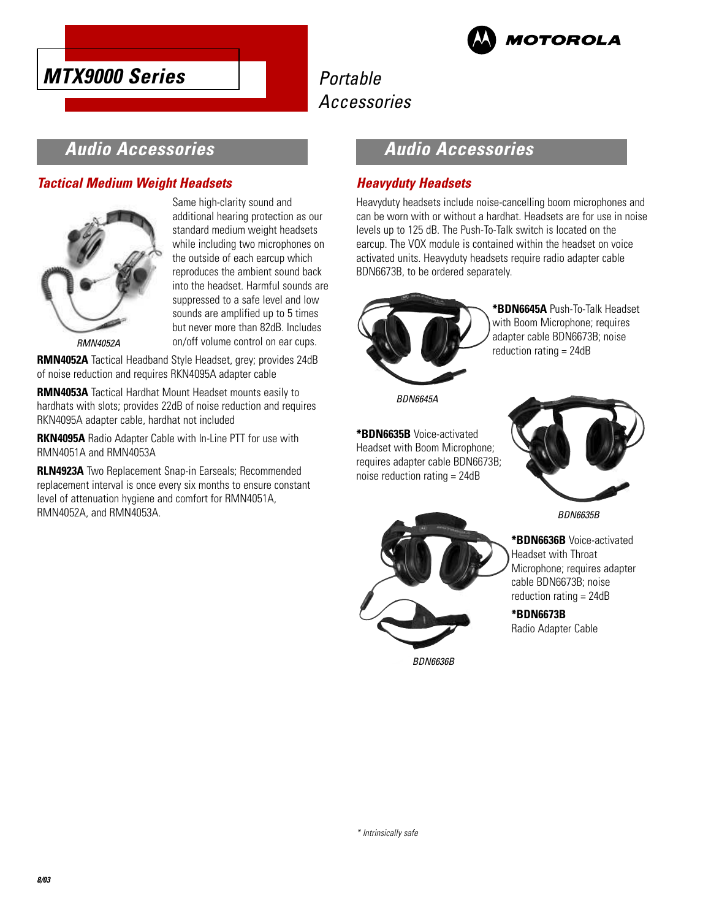# MTX9000 Series

Portable Accessories

## Audio Accessories

### Tactical Medium Weight Headsets

Same high-clarity sound and additional hearing protection as our standard medium weight headsets while including two microphones on the outside of each earcup which reproduces the ambient sound back into the headset. Harmful sounds are suppressed to a safe level and low sounds are amplified up to 5 times but never more than 82dB. Includes on/off volume control on ear cups.

*RMN4052A*

**RMN4052A** Tactical Headband Style Headset, grey; provides 24dB of noise reduction and requires RKN4095A adapter cable

**RMN4053A** Tactical Hardhat Mount Headset mounts easily to hardhats with slots; provides 22dB of noise reduction and requires RKN4095A adapter cable, hardhat not included

**RKN4095A** Radio Adapter Cable with In-Line PTT for use with RMN4051A and RMN4053A

**RLN4923A** Two Replacement Snap-in Earseals; Recommended replacement interval is once every six months to ensure constant level of attenuation hygiene and comfort for RMN4051A, RMN4052A, and RMN4053A.

## Audio Accessories

### Heavyduty Headsets

Heavyduty headsets include noise-cancelling boom microphones and can be worn with or without a hardhat. Headsets are for use in noise levels up to 125 dB. The Push-To-Talk switch is located on the earcup. The VOX module is contained within the headset on voice activated units. Heavyduty headsets require radio adapter cable BDN6673B, to be ordered separately.

**\*BDN6645A** Push-To-Talk Headset with Boom Microphone; requires adapter cable BDN6673B; noise reduction rating = 24dB

*BDN6645A*

**\*BDN6635B** Voice-activated Headset with Boom Microphone; requires adapter cable BDN6673B; noise reduction rating = 24dB

*BDN6635B*

**\*BDN6636B** Voice-activated Headset with Throat Microphone; requires adapter cable BDN6673B; noise reduction rating = 24dB

**\*BDN6673B**
Radio Adapter Cable

*BDN6636B*

*\* Intrinsically safe*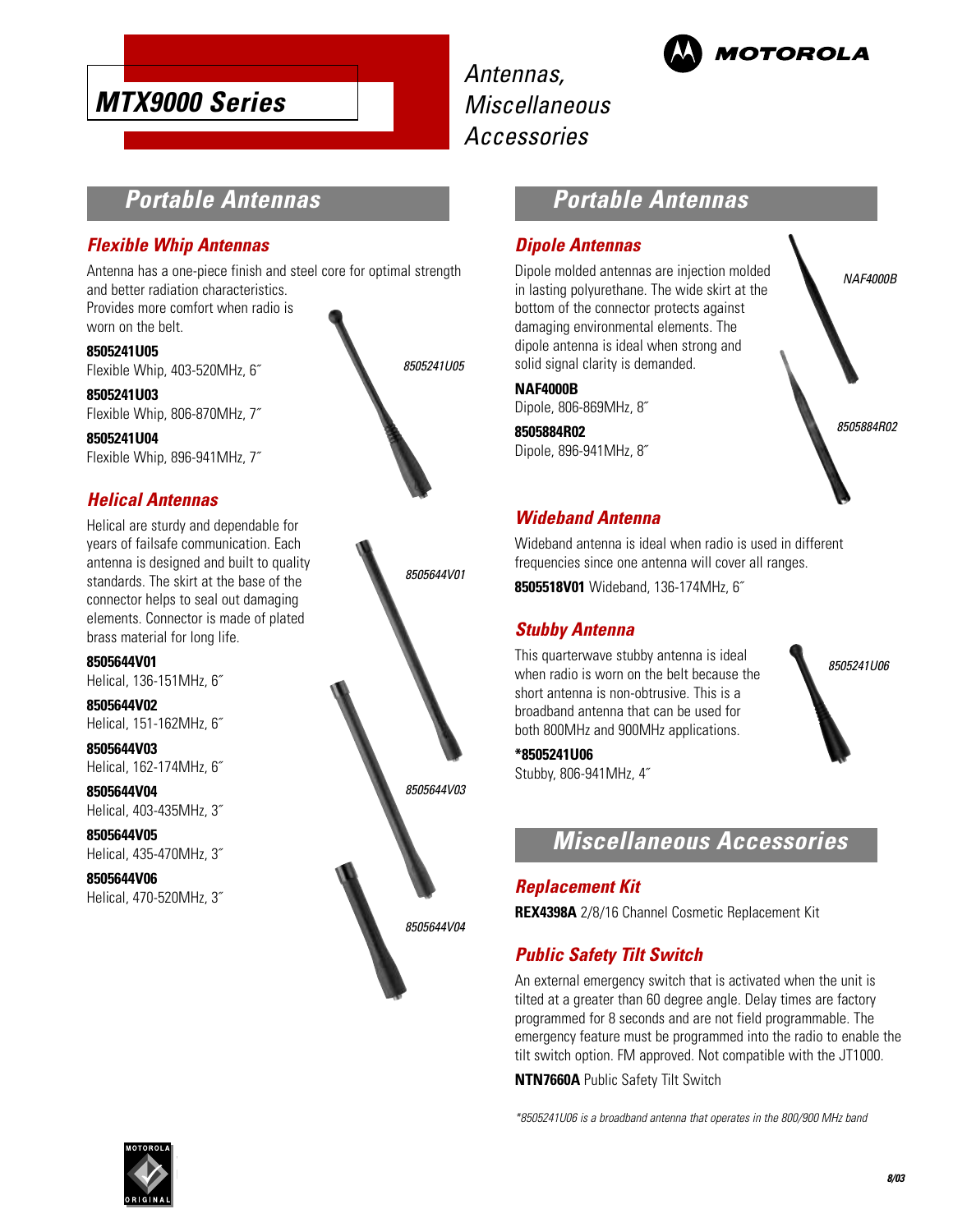# MTX9000 Series

*Antennas, Miscellaneous Accessories*

## Portable Antennas

### Flexible Whip Antennas

Antenna has a one-piece finish and steel core for optimal strength and better radiation characteristics. Provides more comfort when radio is worn on the belt.

**8505241U05**
Flexible Whip, 403-520MHz, 6˝

**8505241U03**
Flexible Whip, 806-870MHz, 7˝

**8505241U04**
Flexible Whip, 896-941MHz, 7˝

*8505241U05*

### Helical Antennas

Helical are sturdy and dependable for years of failsafe communication. Each antenna is designed and built to quality standards. The skirt at the base of the connector helps to seal out damaging elements. Connector is made of plated brass material for long life.

**8505644V01**
Helical, 136-151MHz, 6˝

**8505644V02**
Helical, 151-162MHz, 6˝

**8505644V03**
Helical, 162-174MHz, 6˝

**8505644V04**
Helical, 403-435MHz, 3˝

**8505644V05**
Helical, 435-470MHz, 3˝

**8505644V06**
Helical, 470-520MHz, 3˝

*8505644V01*

*8505644V03*

*8505644V04*

## Portable Antennas

### Dipole Antennas

Dipole molded antennas are injection molded in lasting polyurethane. The wide skirt at the bottom of the connector protects against damaging environmental elements. The dipole antenna is ideal when strong and solid signal clarity is demanded.

**NAF4000B**
Dipole, 806-869MHz, 8˝

**8505884R02**
Dipole, 896-941MHz, 8˝

*NAF4000B*

*8505884R02*

### Wideband Antenna

Wideband antenna is ideal when radio is used in different frequencies since one antenna will cover all ranges.

**8505518V01** Wideband, 136-174MHz, 6˝

### Stubby Antenna

This quarterwave stubby antenna is ideal when radio is worn on the belt because the short antenna is non-obtrusive. This is a broadband antenna that can be used for both 800MHz and 900MHz applications.

**\*8505241U06**
Stubby, 806-941MHz, 4˝

*8505241U06*

## Miscellaneous Accessories

### Replacement Kit

**REX4398A** 2/8/16 Channel Cosmetic Replacement Kit

### Public Safety Tilt Switch

An external emergency switch that is activated when the unit is tilted at a greater than 60 degree angle. Delay times are factory programmed for 8 seconds and are not field programmable. The emergency feature must be programmed into the radio to enable the tilt switch option. FM approved. Not compatible with the JT1000.

**NTN7660A** Public Safety Tilt Switch

*\*8505241U06 is a broadband antenna that operates in the 800/900 MHz band*

8/03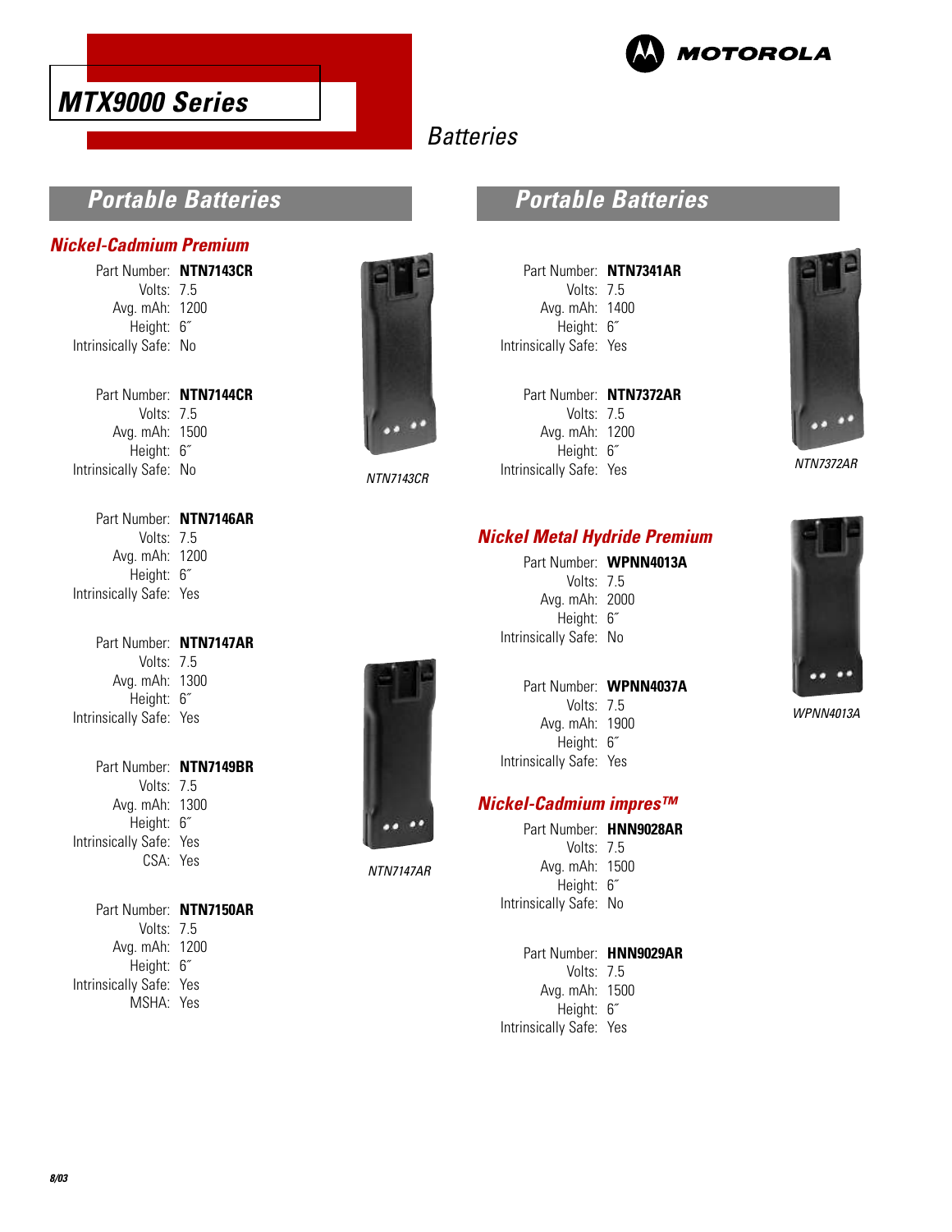# MTX9000 Series

MOTOROLA

Batteries

## Portable Batteries

### Nickel-Cadmium Premium

Part Number: **NTN7143CR**
Volts: 7.5
Avg. mAh: 1200
Height: 6˝
Intrinsically Safe: No

Part Number: **NTN7144CR**
Volts: 7.5
Avg. mAh: 1500
Height: 6˝
Intrinsically Safe: No

NTN7143CR

Part Number: **NTN7146AR**
Volts: 7.5
Avg. mAh: 1200
Height: 6˝
Intrinsically Safe: Yes

Part Number: **NTN7147AR**
Volts: 7.5
Avg. mAh: 1300
Height: 6˝
Intrinsically Safe: Yes

Part Number: **NTN7149BR**
Volts: 7.5
Avg. mAh: 1300
Height: 6˝
Intrinsically Safe: Yes
CSA: Yes

NTN7147AR

Part Number: **NTN7150AR**
Volts: 7.5
Avg. mAh: 1200
Height: 6˝
Intrinsically Safe: Yes
MSHA: Yes

## Portable Batteries

Part Number: **NTN7341AR**
Volts: 7.5
Avg. mAh: 1400
Height: 6˝
Intrinsically Safe: Yes

Part Number: **NTN7372AR**
Volts: 7.5
Avg. mAh: 1200
Height: 6˝
Intrinsically Safe: Yes

NTN7372AR

### Nickel Metal Hydride Premium

Part Number: **WPNN4013A**
Volts: 7.5
Avg. mAh: 2000
Height: 6˝
Intrinsically Safe: No

Part Number: **WPNN4037A**
Volts: 7.5
Avg. mAh: 1900
Height: 6˝
Intrinsically Safe: Yes

WPNN4013A

### Nickel-Cadmium impres™

Part Number: **HNN9028AR**
Volts: 7.5
Avg. mAh: 1500
Height: 6˝
Intrinsically Safe: No

Part Number: **HNN9029AR**
Volts: 7.5
Avg. mAh: 1500
Height: 6˝
Intrinsically Safe: Yes

8/03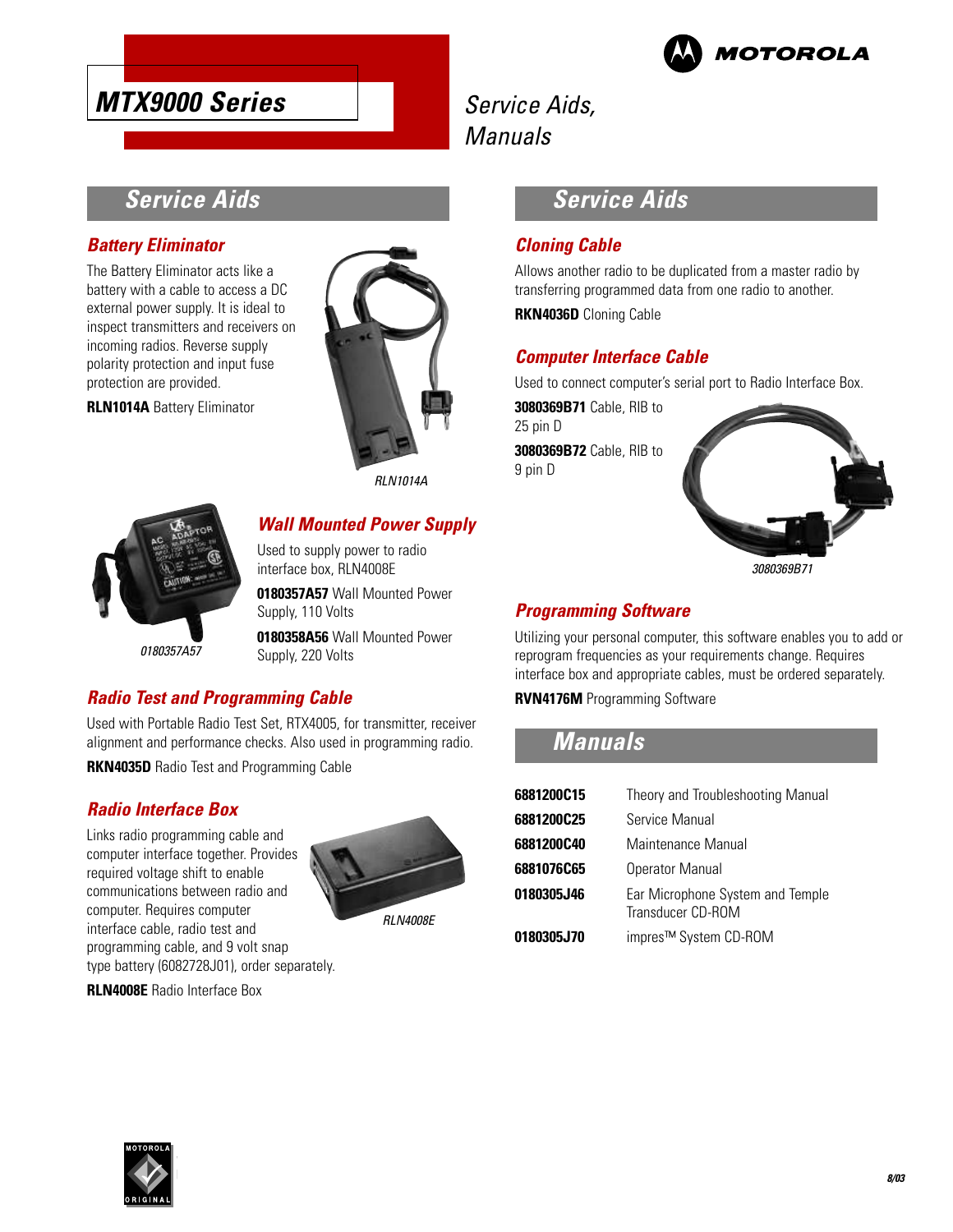# MTX9000 Series

Service Aids,
Manuals

## Service Aids

### Battery Eliminator

The Battery Eliminator acts like a battery with a cable to access a DC external power supply. It is ideal to inspect transmitters and receivers on incoming radios. Reverse supply polarity protection and input fuse protection are provided.

**RLN1014A** Battery Eliminator

RLN1014A

### Wall Mounted Power Supply

Used to supply power to radio interface box, RLN4008E

**0180357A57** Wall Mounted Power Supply, 110 Volts

**0180358A56** Wall Mounted Power Supply, 220 Volts

0180357A57

### Radio Test and Programming Cable

Used with Portable Radio Test Set, RTX4005, for transmitter, receiver alignment and performance checks. Also used in programming radio.

**RKN4035D** Radio Test and Programming Cable

### Radio Interface Box

Links radio programming cable and computer interface together. Provides required voltage shift to enable communications between radio and computer. Requires computer interface cable, radio test and programming cable, and 9 volt snap type battery (6082728J01), order separately.

**RLN4008E** Radio Interface Box

RLN4008E

## Service Aids

### Cloning Cable

Allows another radio to be duplicated from a master radio by transferring programmed data from one radio to another.

**RKN4036D** Cloning Cable

### Computer Interface Cable

Used to connect computer's serial port to Radio Interface Box.

**3080369B71** Cable, RIB to 25 pin D

**3080369B72** Cable, RIB to 9 pin D

3080369B71

### Programming Software

Utilizing your personal computer, this software enables you to add or reprogram frequencies as your requirements change. Requires interface box and appropriate cables, must be ordered separately.

**RVN4176M** Programming Software

## Manuals

| | |
|---|---|
| **6881200C15** | Theory and Troubleshooting Manual |
| **6881200C25** | Service Manual |
| **6881200C40** | Maintenance Manual |
| **6881076C65** | Operator Manual |
| **0180305J46** | Ear Microphone System and Temple Transducer CD-ROM |
| **0180305J70** | impres™ System CD-ROM |

8/03